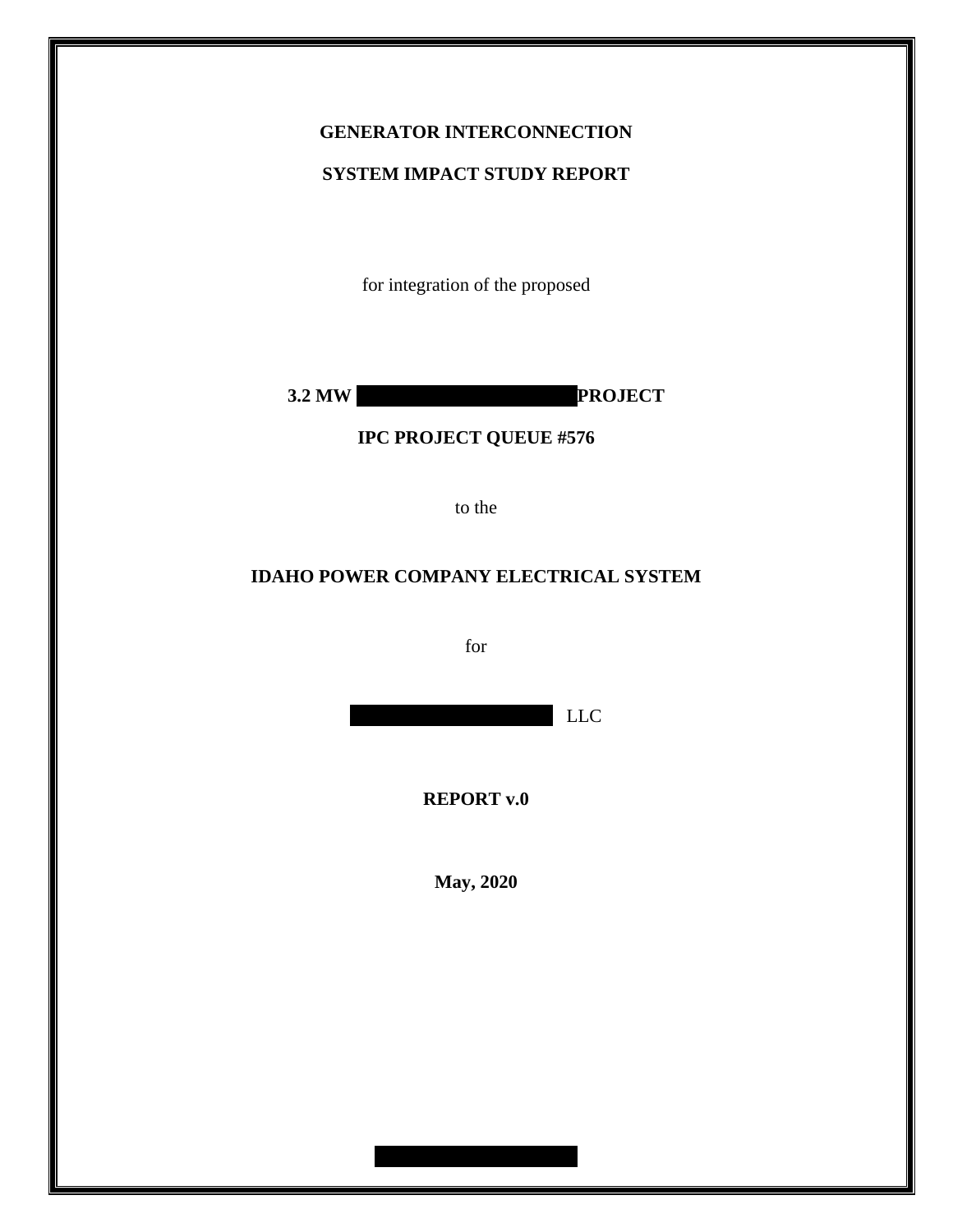**GENERATOR INTERCONNECTION**

**SYSTEM IMPACT STUDY REPORT**

for integration of the proposed

**3.2 MW PROJECT**

**IPC PROJECT QUEUE #576**

to the

**IDAHO POWER COMPANY ELECTRICAL SYSTEM**

for

LLC

**REPORT v.0**

**May, 2020**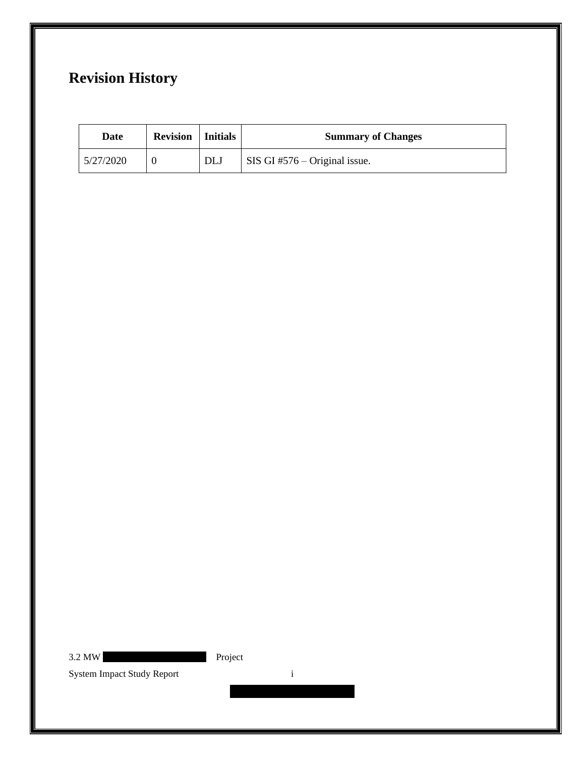# Revision History

| Date | Revision | Initials | Summary of Changes |
| --- | --- | --- | --- |
| 5/27/2020 | 0 | DLJ | SIS GI #576 – Original issue. |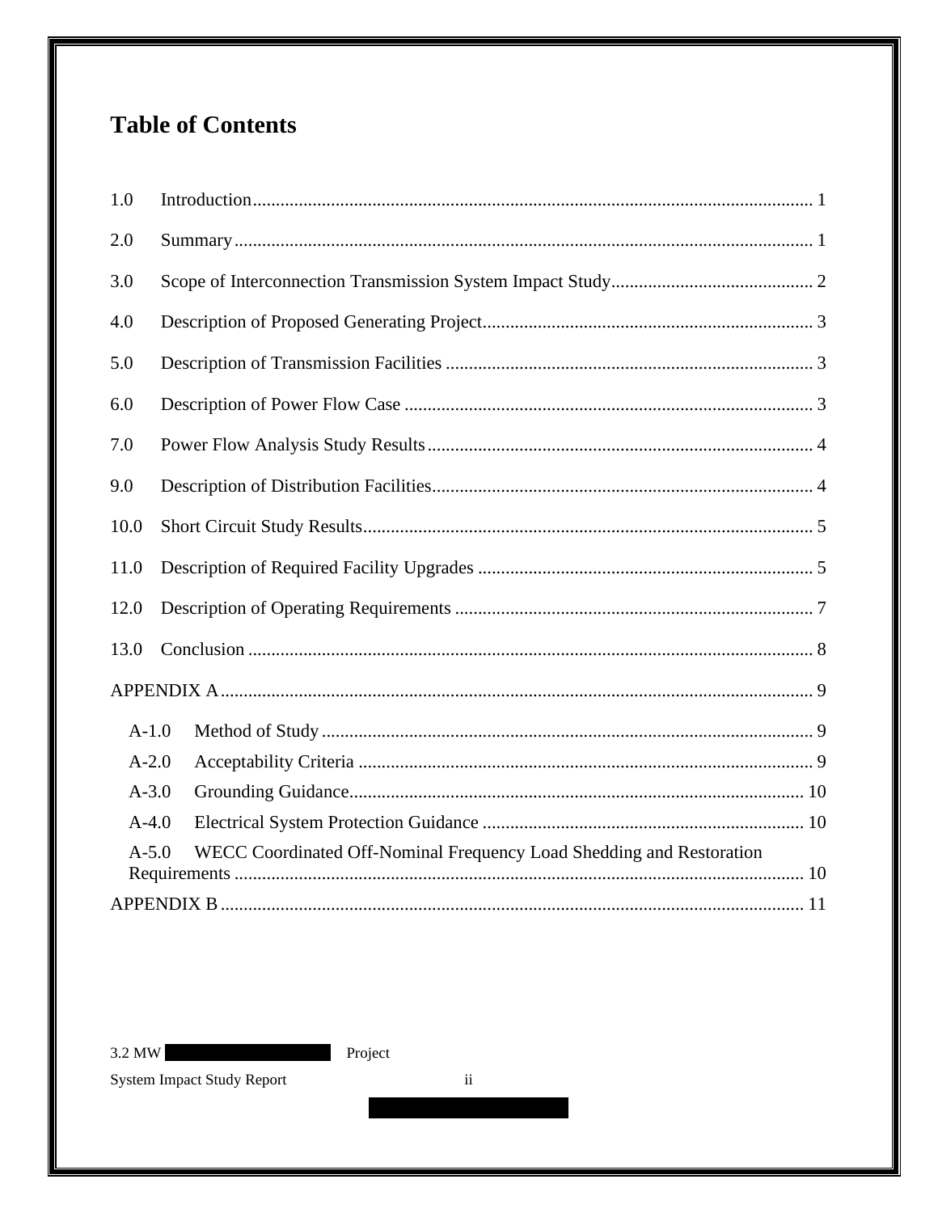# Table of Contents

1.0 Introduction ... 1

2.0 Summary ... 1

3.0 Scope of Interconnection Transmission System Impact Study ... 2

4.0 Description of Proposed Generating Project ... 3

5.0 Description of Transmission Facilities ... 3

6.0 Description of Power Flow Case ... 3

7.0 Power Flow Analysis Study Results ... 4

9.0 Description of Distribution Facilities ... 4

10.0 Short Circuit Study Results ... 5

11.0 Description of Required Facility Upgrades ... 5

12.0 Description of Operating Requirements ... 7

13.0 Conclusion ... 8

APPENDIX A ... 9

- A-1.0 Method of Study ... 9
- A-2.0 Acceptability Criteria ... 9
- A-3.0 Grounding Guidance ... 10
- A-4.0 Electrical System Protection Guidance ... 10
- A-5.0 WECC Coordinated Off-Nominal Frequency Load Shedding and Restoration Requirements ... 10

APPENDIX B ... 11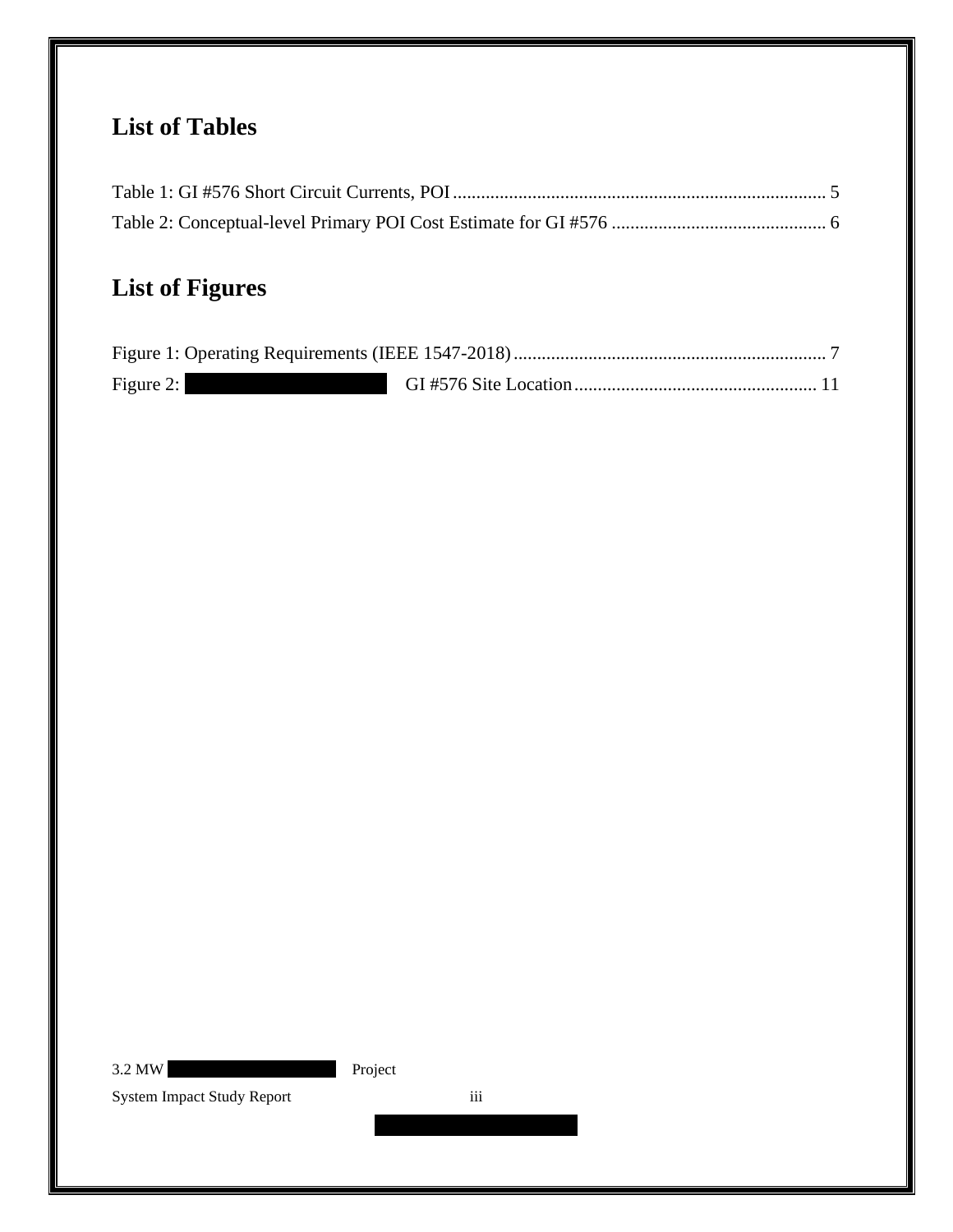## List of Tables

Table 1: GI #576 Short Circuit Currents, POI ............................................................................... 5
Table 2: Conceptual-level Primary POI Cost Estimate for GI #576 .............................................. 6

## List of Figures

Figure 1: Operating Requirements (IEEE 1547-2018) .................................................................. 7
Figure 2: GI #576 Site Location .................................................... 11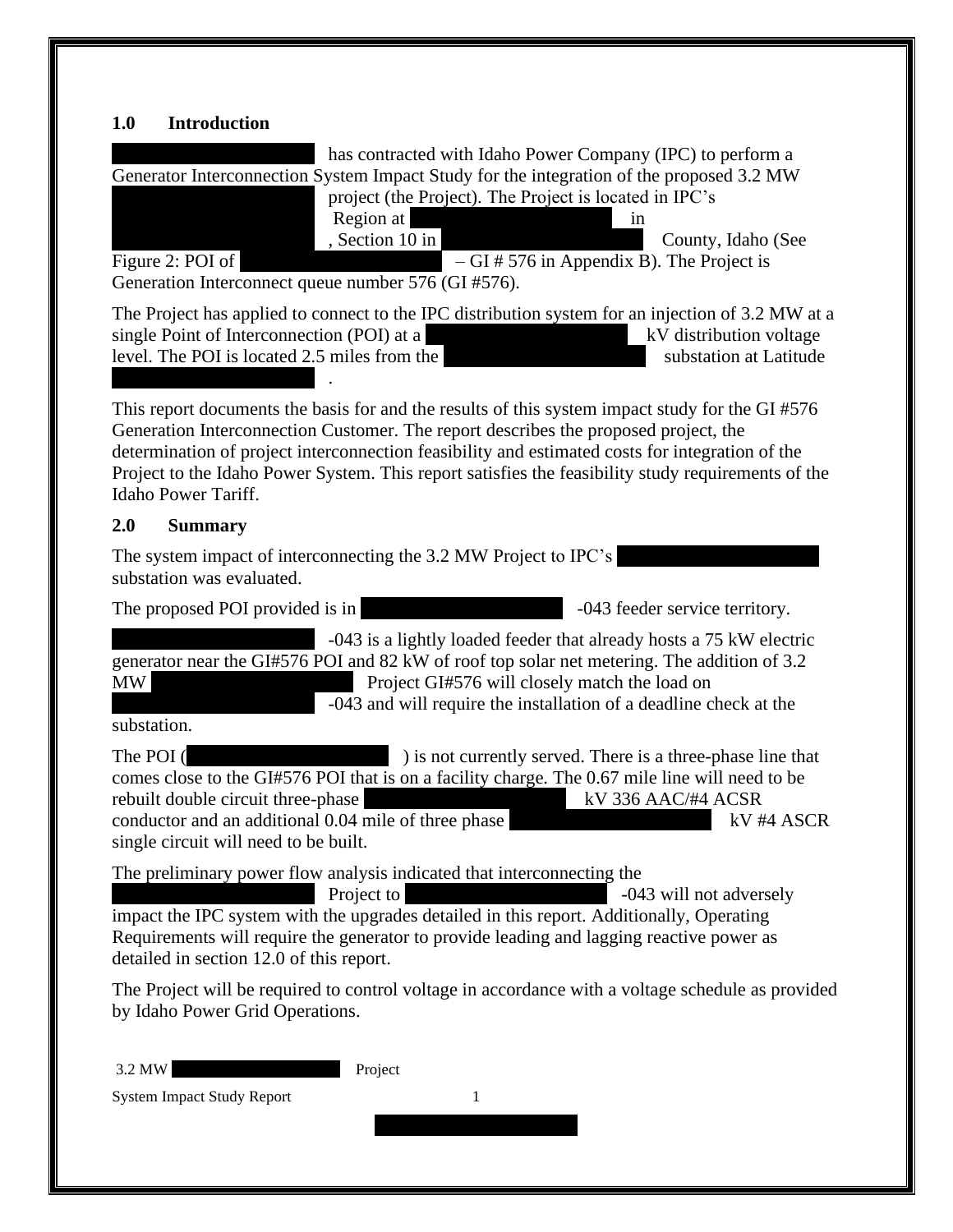## 1.0 Introduction

has contracted with Idaho Power Company (IPC) to perform a Generator Interconnection System Impact Study for the integration of the proposed 3.2 MW project (the Project). The Project is located in IPC's Region at in , Section 10 in County, Idaho (See Figure 2: POI of – GI # 576 in Appendix B). The Project is Generation Interconnect queue number 576 (GI #576).

The Project has applied to connect to the IPC distribution system for an injection of 3.2 MW at a single Point of Interconnection (POI) at a kV distribution voltage level. The POI is located 2.5 miles from the substation at Latitude .

This report documents the basis for and the results of this system impact study for the GI #576 Generation Interconnection Customer. The report describes the proposed project, the determination of project interconnection feasibility and estimated costs for integration of the Project to the Idaho Power System. This report satisfies the feasibility study requirements of the Idaho Power Tariff.

## 2.0 Summary

The system impact of interconnecting the 3.2 MW Project to IPC's substation was evaluated.

The proposed POI provided is in -043 feeder service territory.

-043 is a lightly loaded feeder that already hosts a 75 kW electric generator near the GI#576 POI and 82 kW of roof top solar net metering. The addition of 3.2 MW Project GI#576 will closely match the load on -043 and will require the installation of a deadline check at the substation.

The POI ( ) is not currently served. There is a three-phase line that comes close to the GI#576 POI that is on a facility charge. The 0.67 mile line will need to be rebuilt double circuit three-phase kV 336 AAC/#4 ACSR conductor and an additional 0.04 mile of three phase kV #4 ASCR single circuit will need to be built.

The preliminary power flow analysis indicated that interconnecting the Project to -043 will not adversely impact the IPC system with the upgrades detailed in this report. Additionally, Operating Requirements will require the generator to provide leading and lagging reactive power as detailed in section 12.0 of this report.

The Project will be required to control voltage in accordance with a voltage schedule as provided by Idaho Power Grid Operations.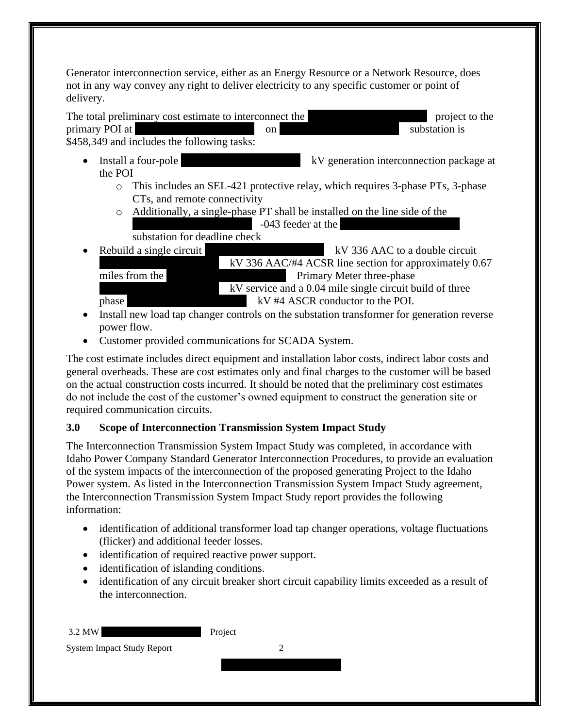Generator interconnection service, either as an Energy Resource or a Network Resource, does not in any way convey any right to deliver electricity to any specific customer or point of delivery.

The total preliminary cost estimate to interconnect the project to the primary POI at on substation is $458,349 and includes the following tasks:

- Install a four-pole kV generation interconnection package at the POI
  - This includes an SEL-421 protective relay, which requires 3-phase PTs, 3-phase CTs, and remote connectivity
  - Additionally, a single-phase PT shall be installed on the line side of the -043 feeder at the substation for deadline check
- Rebuild a single circuit kV 336 AAC to a double circuit kV 336 AAC/#4 ACSR line section for approximately 0.67 miles from the Primary Meter three-phase kV service and a 0.04 mile single circuit build of three phase kV #4 ASCR conductor to the POI.
- Install new load tap changer controls on the substation transformer for generation reverse power flow.
- Customer provided communications for SCADA System.

The cost estimate includes direct equipment and installation labor costs, indirect labor costs and general overheads. These are cost estimates only and final charges to the customer will be based on the actual construction costs incurred. It should be noted that the preliminary cost estimates do not include the cost of the customer's owned equipment to construct the generation site or required communication circuits.

### 3.0 Scope of Interconnection Transmission System Impact Study

The Interconnection Transmission System Impact Study was completed, in accordance with Idaho Power Company Standard Generator Interconnection Procedures, to provide an evaluation of the system impacts of the interconnection of the proposed generating Project to the Idaho Power system. As listed in the Interconnection Transmission System Impact Study agreement, the Interconnection Transmission System Impact Study report provides the following information:

- identification of additional transformer load tap changer operations, voltage fluctuations (flicker) and additional feeder losses.
- identification of required reactive power support.
- identification of islanding conditions.
- identification of any circuit breaker short circuit capability limits exceeded as a result of the interconnection.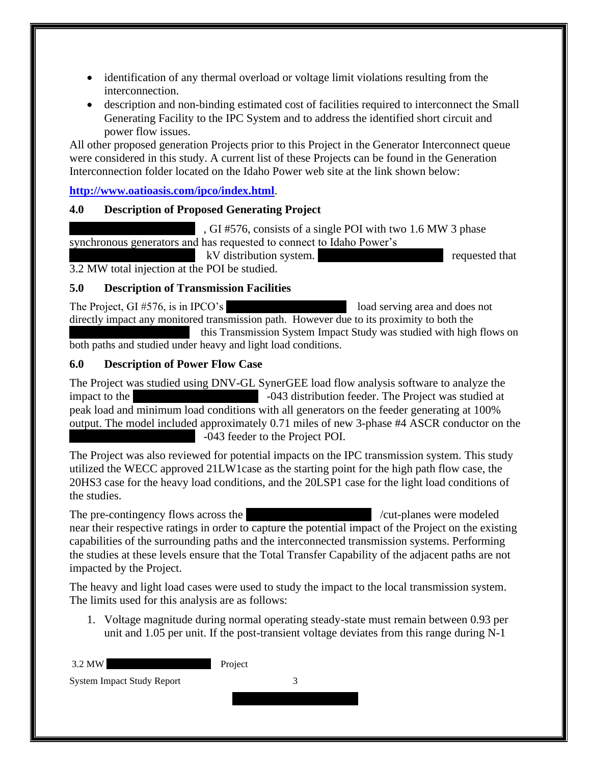- identification of any thermal overload or voltage limit violations resulting from the interconnection.
- description and non-binding estimated cost of facilities required to interconnect the Small Generating Facility to the IPC System and to address the identified short circuit and power flow issues.

All other proposed generation Projects prior to this Project in the Generator Interconnect queue were considered in this study. A current list of these Projects can be found in the Generation Interconnection folder located on the Idaho Power web site at the link shown below:

**http://www.oatioasis.com/ipco/index.html**.

## 4.0 Description of Proposed Generating Project

, GI #576, consists of a single POI with two 1.6 MW 3 phase synchronous generators and has requested to connect to Idaho Power's kV distribution system. requested that 3.2 MW total injection at the POI be studied.

## 5.0 Description of Transmission Facilities

The Project, GI #576, is in IPCO's load serving area and does not directly impact any monitored transmission path. However due to its proximity to both the this Transmission System Impact Study was studied with high flows on both paths and studied under heavy and light load conditions.

## 6.0 Description of Power Flow Case

The Project was studied using DNV-GL SynerGEE load flow analysis software to analyze the impact to the -043 distribution feeder. The Project was studied at peak load and minimum load conditions with all generators on the feeder generating at 100% output. The model included approximately 0.71 miles of new 3-phase #4 ASCR conductor on the -043 feeder to the Project POI.

The Project was also reviewed for potential impacts on the IPC transmission system. This study utilized the WECC approved 21LW1case as the starting point for the high path flow case, the 20HS3 case for the heavy load conditions, and the 20LSP1 case for the light load conditions of the studies.

The pre-contingency flows across the /cut-planes were modeled near their respective ratings in order to capture the potential impact of the Project on the existing capabilities of the surrounding paths and the interconnected transmission systems. Performing the studies at these levels ensure that the Total Transfer Capability of the adjacent paths are not impacted by the Project.

The heavy and light load cases were used to study the impact to the local transmission system. The limits used for this analysis are as follows:

1. Voltage magnitude during normal operating steady-state must remain between 0.93 per unit and 1.05 per unit. If the post-transient voltage deviates from this range during N-1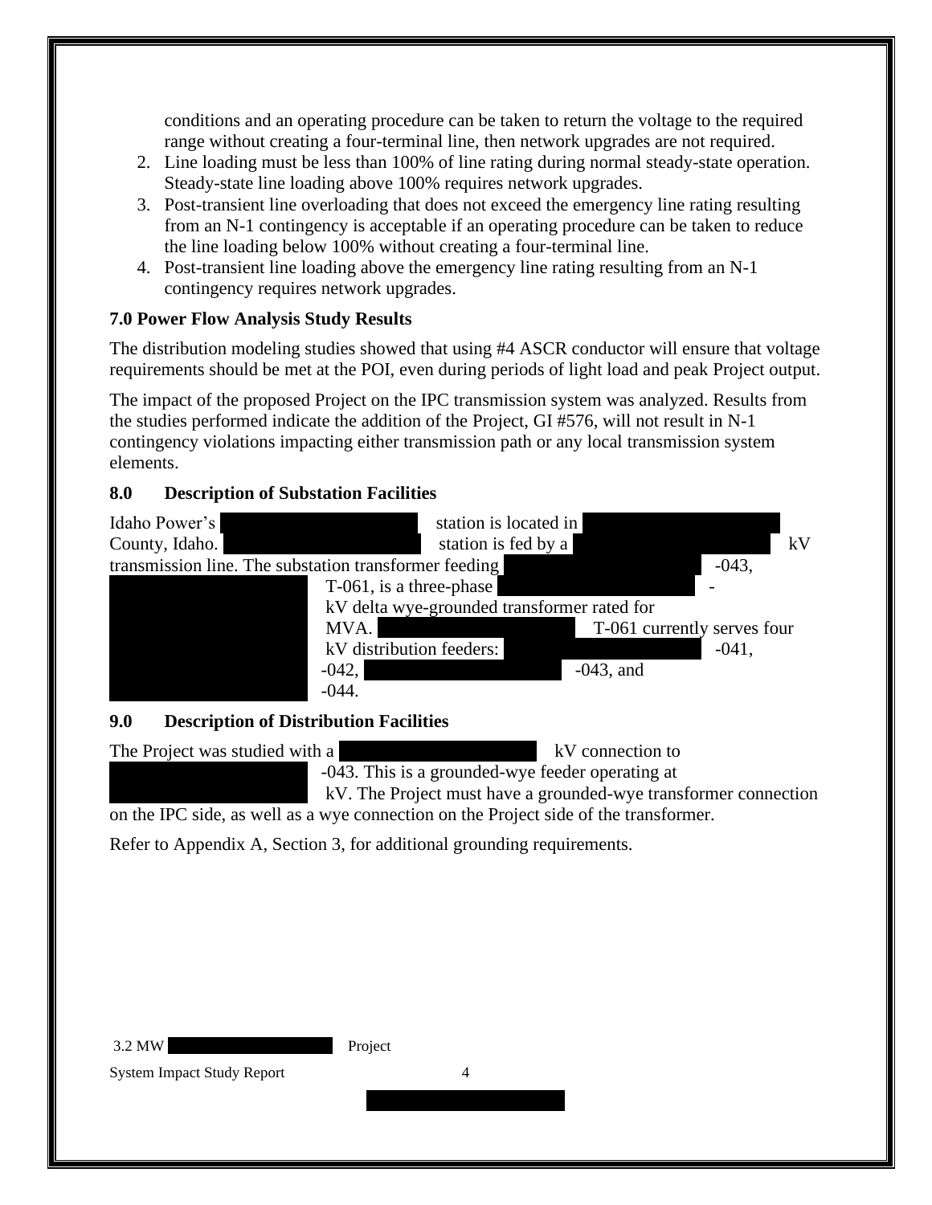conditions and an operating procedure can be taken to return the voltage to the required range without creating a four-terminal line, then network upgrades are not required.

2. Line loading must be less than 100% of line rating during normal steady-state operation. Steady-state line loading above 100% requires network upgrades.
3. Post-transient line overloading that does not exceed the emergency line rating resulting from an N-1 contingency is acceptable if an operating procedure can be taken to reduce the line loading below 100% without creating a four-terminal line.
4. Post-transient line loading above the emergency line rating resulting from an N-1 contingency requires network upgrades.

**7.0 Power Flow Analysis Study Results**

The distribution modeling studies showed that using #4 ASCR conductor will ensure that voltage requirements should be met at the POI, even during periods of light load and peak Project output.

The impact of the proposed Project on the IPC transmission system was analyzed. Results from the studies performed indicate the addition of the Project, GI #576, will not result in N-1 contingency violations impacting either transmission path or any local transmission system elements.

## 8.0 Description of Substation Facilities

Idaho Power's [REDACTED] station is located in [REDACTED] County, Idaho. [REDACTED] station is fed by a [REDACTED] kV transmission line. The substation transformer feeding [REDACTED]-043, [REDACTED] T-061, is a three-phase [REDACTED]-[REDACTED] kV delta wye-grounded transformer rated for [REDACTED] MVA. [REDACTED] T-061 currently serves four [REDACTED] kV distribution feeders: [REDACTED]-041, [REDACTED]-042, [REDACTED]-043, and [REDACTED]-044.

## 9.0 Description of Distribution Facilities

The Project was studied with a [REDACTED] kV connection to [REDACTED]-043. This is a grounded-wye feeder operating at [REDACTED] kV. The Project must have a grounded-wye transformer connection on the IPC side, as well as a wye connection on the Project side of the transformer.

Refer to Appendix A, Section 3, for additional grounding requirements.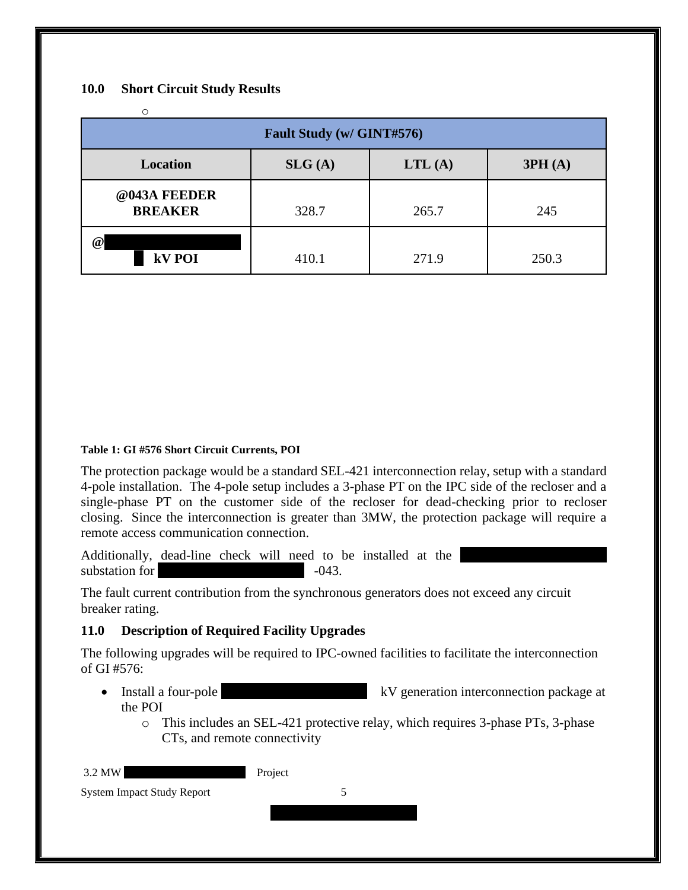## 10.0 Short Circuit Study Results

| Fault Study (w/ GINT#576) | | | |
|---|---|---|---|
| **Location** | **SLG (A)** | **LTL (A)** | **3PH (A)** |
| **@043A FEEDER BREAKER** | 328.7 | 265.7 | 245 |
| **@ kV POI** | 410.1 | 271.9 | 250.3 |

**Table 1: GI #576 Short Circuit Currents, POI**

The protection package would be a standard SEL-421 interconnection relay, setup with a standard 4-pole installation. The 4-pole setup includes a 3-phase PT on the IPC side of the recloser and a single-phase PT on the customer side of the recloser for dead-checking prior to recloser closing. Since the interconnection is greater than 3MW, the protection package will require a remote access communication connection.

Additionally, dead-line check will need to be installed at the substation for -043.

The fault current contribution from the synchronous generators does not exceed any circuit breaker rating.

## 11.0 Description of Required Facility Upgrades

The following upgrades will be required to IPC-owned facilities to facilitate the interconnection of GI #576:

- Install a four-pole kV generation interconnection package at the POI
  - This includes an SEL-421 protective relay, which requires 3-phase PTs, 3-phase CTs, and remote connectivity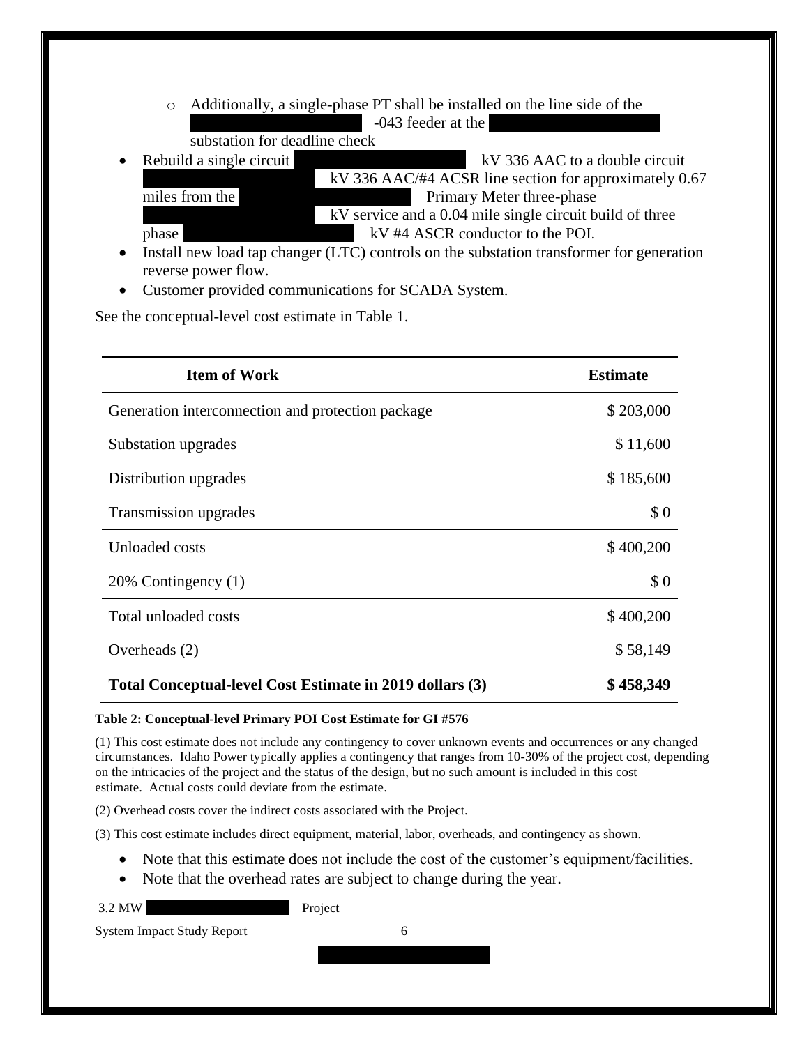- Additionally, a single-phase PT shall be installed on the line side of the -043 feeder at the substation for deadline check
- Rebuild a single circuit kV 336 AAC to a double circuit kV 336 AAC/#4 ACSR line section for approximately 0.67 miles from the Primary Meter three-phase kV service and a 0.04 mile single circuit build of three phase kV #4 ASCR conductor to the POI.
- Install new load tap changer (LTC) controls on the substation transformer for generation reverse power flow.
- Customer provided communications for SCADA System.

See the conceptual-level cost estimate in Table 1.

| Item of Work | Estimate |
|---|---|
| Generation interconnection and protection package | $ 203,000 |
| Substation upgrades | $ 11,600 |
| Distribution upgrades | $ 185,600 |
| Transmission upgrades | $ 0 |
| Unloaded costs | $ 400,200 |
| 20% Contingency (1) | $ 0 |
| Total unloaded costs | $ 400,200 |
| Overheads (2) | $ 58,149 |
| **Total Conceptual-level Cost Estimate in 2019 dollars (3)** | **$ 458,349** |

**Table 2: Conceptual-level Primary POI Cost Estimate for GI #576**

(1) This cost estimate does not include any contingency to cover unknown events and occurrences or any changed circumstances. Idaho Power typically applies a contingency that ranges from 10-30% of the project cost, depending on the intricacies of the project and the status of the design, but no such amount is included in this cost estimate. Actual costs could deviate from the estimate.

(2) Overhead costs cover the indirect costs associated with the Project.

(3) This cost estimate includes direct equipment, material, labor, overheads, and contingency as shown.

- Note that this estimate does not include the cost of the customer's equipment/facilities.
- Note that the overhead rates are subject to change during the year.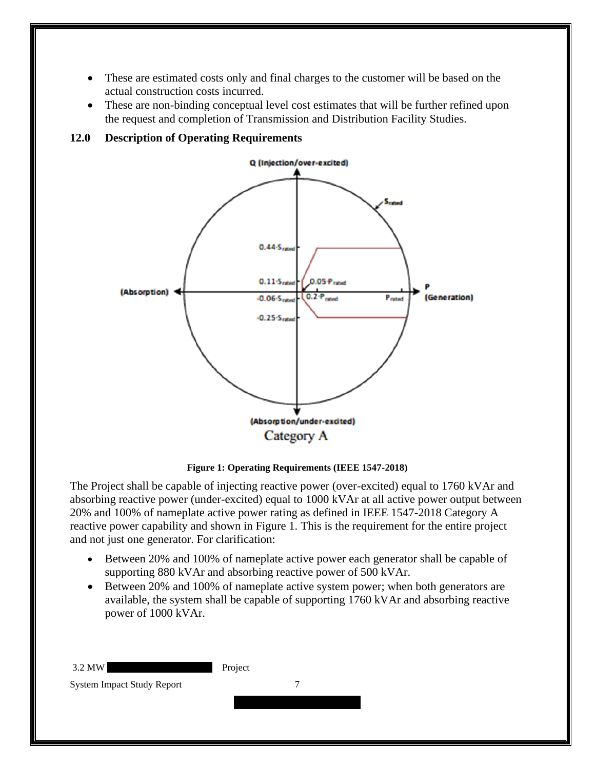- These are estimated costs only and final charges to the customer will be based on the actual construction costs incurred.
- These are non-binding conceptual level cost estimates that will be further refined upon the request and completion of Transmission and Distribution Facility Studies.

## 12.0 Description of Operating Requirements

**Figure 1: Operating Requirements (IEEE 1547-2018)**

The Project shall be capable of injecting reactive power (over-excited) equal to 1760 kVAr and absorbing reactive power (under-excited) equal to 1000 kVAr at all active power output between 20% and 100% of nameplate active power rating as defined in IEEE 1547-2018 Category A reactive power capability and shown in Figure 1. This is the requirement for the entire project and not just one generator. For clarification:

- Between 20% and 100% of nameplate active power each generator shall be capable of supporting 880 kVAr and absorbing reactive power of 500 kVAr.
- Between 20% and 100% of nameplate active system power; when both generators are available, the system shall be capable of supporting 1760 kVAr and absorbing reactive power of 1000 kVAr.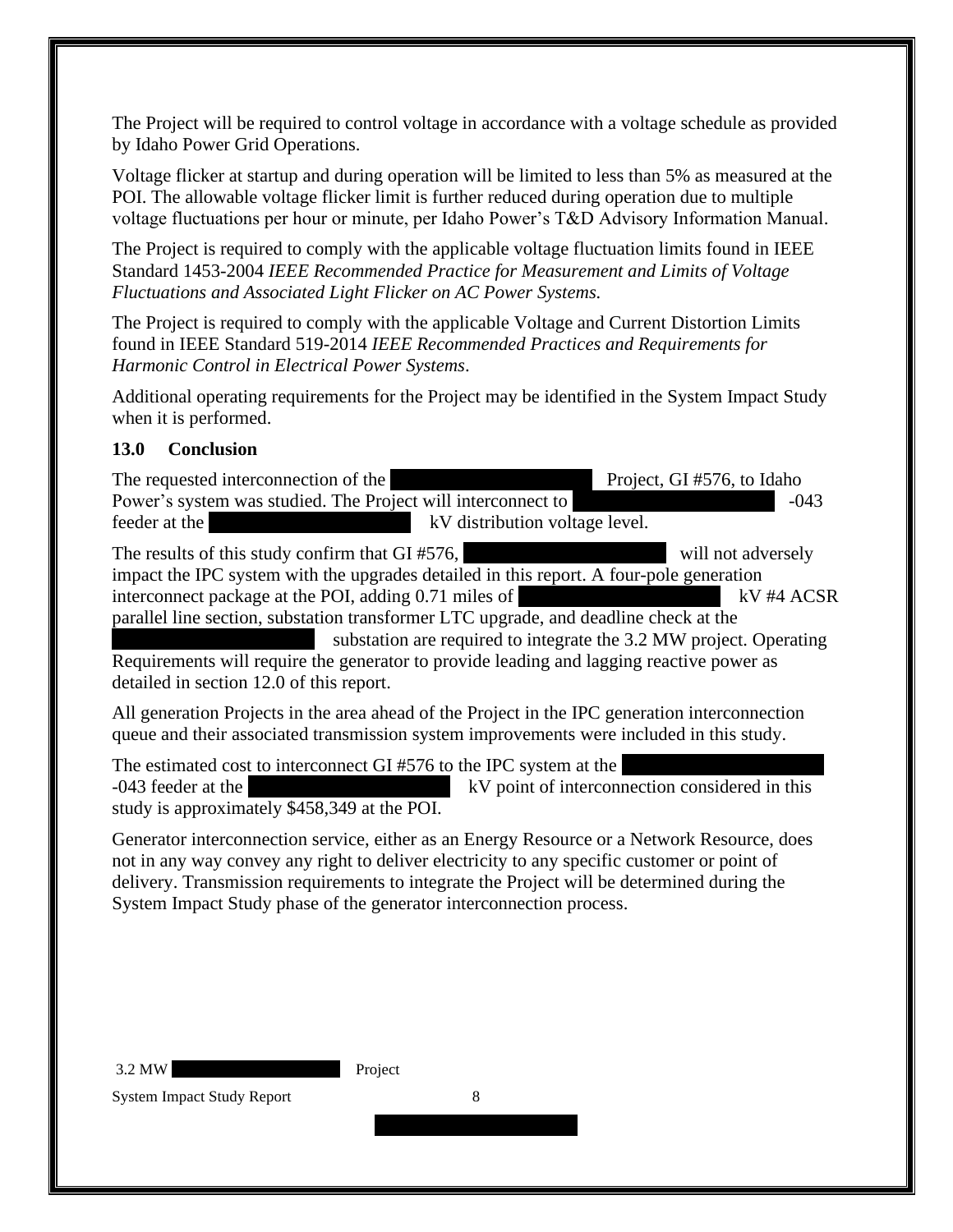The Project will be required to control voltage in accordance with a voltage schedule as provided by Idaho Power Grid Operations.

Voltage flicker at startup and during operation will be limited to less than 5% as measured at the POI. The allowable voltage flicker limit is further reduced during operation due to multiple voltage fluctuations per hour or minute, per Idaho Power's T&D Advisory Information Manual.

The Project is required to comply with the applicable voltage fluctuation limits found in IEEE Standard 1453-2004 *IEEE Recommended Practice for Measurement and Limits of Voltage Fluctuations and Associated Light Flicker on AC Power Systems.*

The Project is required to comply with the applicable Voltage and Current Distortion Limits found in IEEE Standard 519-2014 *IEEE Recommended Practices and Requirements for Harmonic Control in Electrical Power Systems*.

Additional operating requirements for the Project may be identified in the System Impact Study when it is performed.

### 13.0 Conclusion

The requested interconnection of the [REDACTED] Project, GI #576, to Idaho Power's system was studied. The Project will interconnect to [REDACTED] -043 feeder at the [REDACTED] kV distribution voltage level.

The results of this study confirm that GI #576, [REDACTED] will not adversely impact the IPC system with the upgrades detailed in this report. A four-pole generation interconnect package at the POI, adding 0.71 miles of [REDACTED] kV #4 ACSR parallel line section, substation transformer LTC upgrade, and deadline check at the [REDACTED] substation are required to integrate the 3.2 MW project. Operating Requirements will require the generator to provide leading and lagging reactive power as detailed in section 12.0 of this report.

All generation Projects in the area ahead of the Project in the IPC generation interconnection queue and their associated transmission system improvements were included in this study.

The estimated cost to interconnect GI #576 to the IPC system at the [REDACTED] -043 feeder at the [REDACTED] kV point of interconnection considered in this study is approximately $458,349 at the POI.

Generator interconnection service, either as an Energy Resource or a Network Resource, does not in any way convey any right to deliver electricity to any specific customer or point of delivery. Transmission requirements to integrate the Project will be determined during the System Impact Study phase of the generator interconnection process.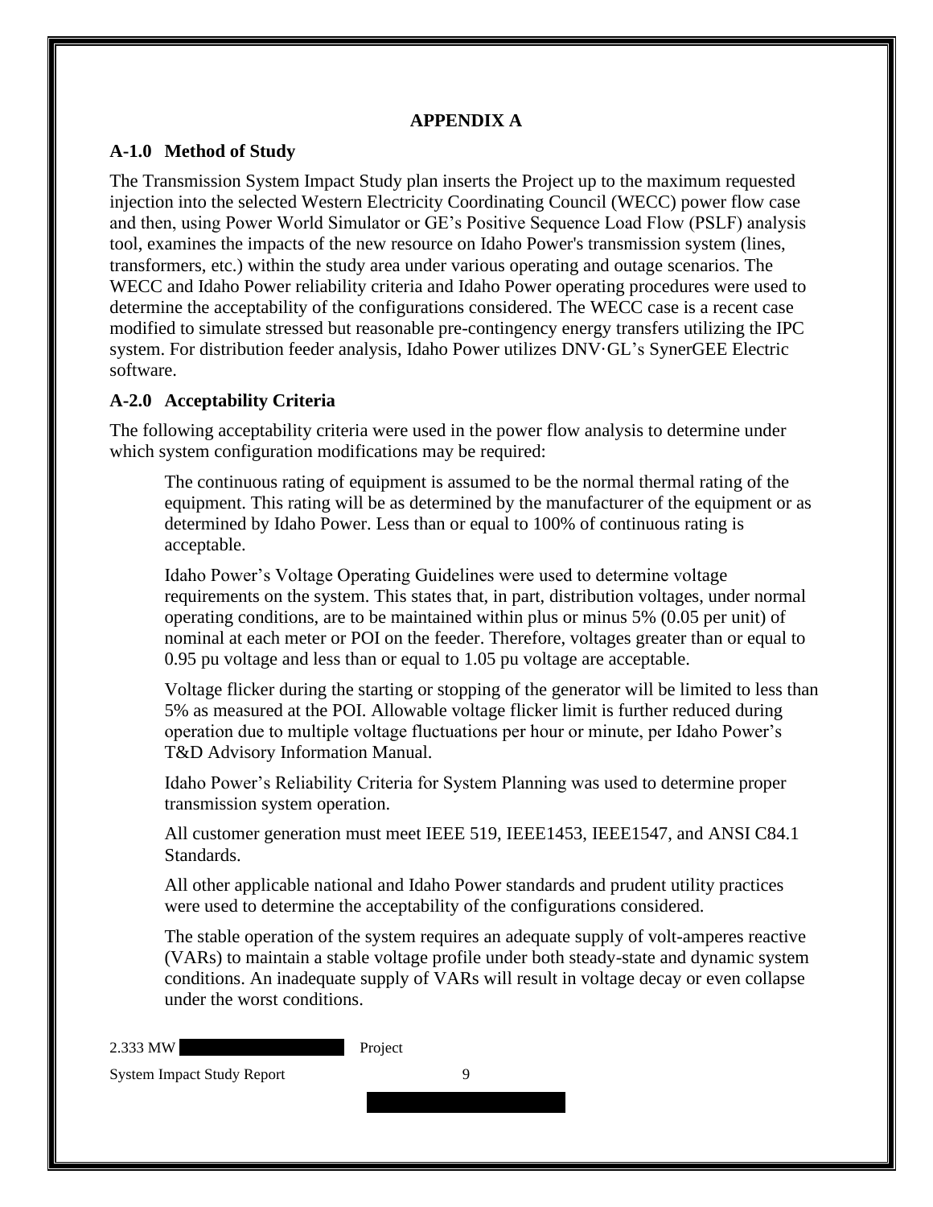## APPENDIX A

### A-1.0 Method of Study

The Transmission System Impact Study plan inserts the Project up to the maximum requested injection into the selected Western Electricity Coordinating Council (WECC) power flow case and then, using Power World Simulator or GE's Positive Sequence Load Flow (PSLF) analysis tool, examines the impacts of the new resource on Idaho Power's transmission system (lines, transformers, etc.) within the study area under various operating and outage scenarios. The WECC and Idaho Power reliability criteria and Idaho Power operating procedures were used to determine the acceptability of the configurations considered. The WECC case is a recent case modified to simulate stressed but reasonable pre-contingency energy transfers utilizing the IPC system. For distribution feeder analysis, Idaho Power utilizes DNV·GL's SynerGEE Electric software.

### A-2.0 Acceptability Criteria

The following acceptability criteria were used in the power flow analysis to determine under which system configuration modifications may be required:

The continuous rating of equipment is assumed to be the normal thermal rating of the equipment. This rating will be as determined by the manufacturer of the equipment or as determined by Idaho Power. Less than or equal to 100% of continuous rating is acceptable.

Idaho Power's Voltage Operating Guidelines were used to determine voltage requirements on the system. This states that, in part, distribution voltages, under normal operating conditions, are to be maintained within plus or minus 5% (0.05 per unit) of nominal at each meter or POI on the feeder. Therefore, voltages greater than or equal to 0.95 pu voltage and less than or equal to 1.05 pu voltage are acceptable.

Voltage flicker during the starting or stopping of the generator will be limited to less than 5% as measured at the POI. Allowable voltage flicker limit is further reduced during operation due to multiple voltage fluctuations per hour or minute, per Idaho Power's T&D Advisory Information Manual.

Idaho Power's Reliability Criteria for System Planning was used to determine proper transmission system operation.

All customer generation must meet IEEE 519, IEEE1453, IEEE1547, and ANSI C84.1 Standards.

All other applicable national and Idaho Power standards and prudent utility practices were used to determine the acceptability of the configurations considered.

The stable operation of the system requires an adequate supply of volt-amperes reactive (VARs) to maintain a stable voltage profile under both steady-state and dynamic system conditions. An inadequate supply of VARs will result in voltage decay or even collapse under the worst conditions.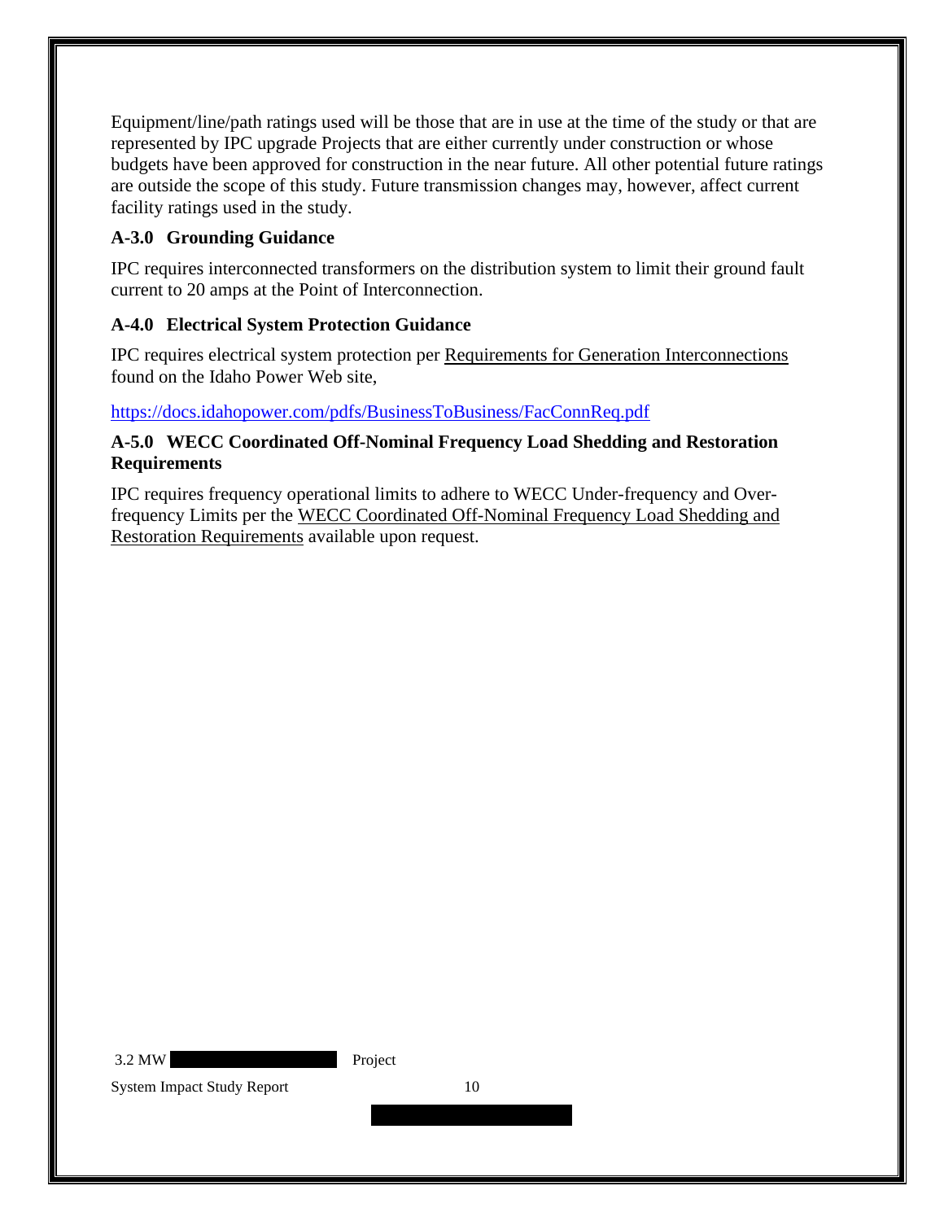Equipment/line/path ratings used will be those that are in use at the time of the study or that are represented by IPC upgrade Projects that are either currently under construction or whose budgets have been approved for construction in the near future. All other potential future ratings are outside the scope of this study. Future transmission changes may, however, affect current facility ratings used in the study.

### A-3.0 Grounding Guidance

IPC requires interconnected transformers on the distribution system to limit their ground fault current to 20 amps at the Point of Interconnection.

### A-4.0 Electrical System Protection Guidance

IPC requires electrical system protection per Requirements for Generation Interconnections found on the Idaho Power Web site,

https://docs.idahopower.com/pdfs/BusinessToBusiness/FacConnReq.pdf

### A-5.0 WECC Coordinated Off-Nominal Frequency Load Shedding and Restoration Requirements

IPC requires frequency operational limits to adhere to WECC Under-frequency and Over-frequency Limits per the WECC Coordinated Off-Nominal Frequency Load Shedding and Restoration Requirements available upon request.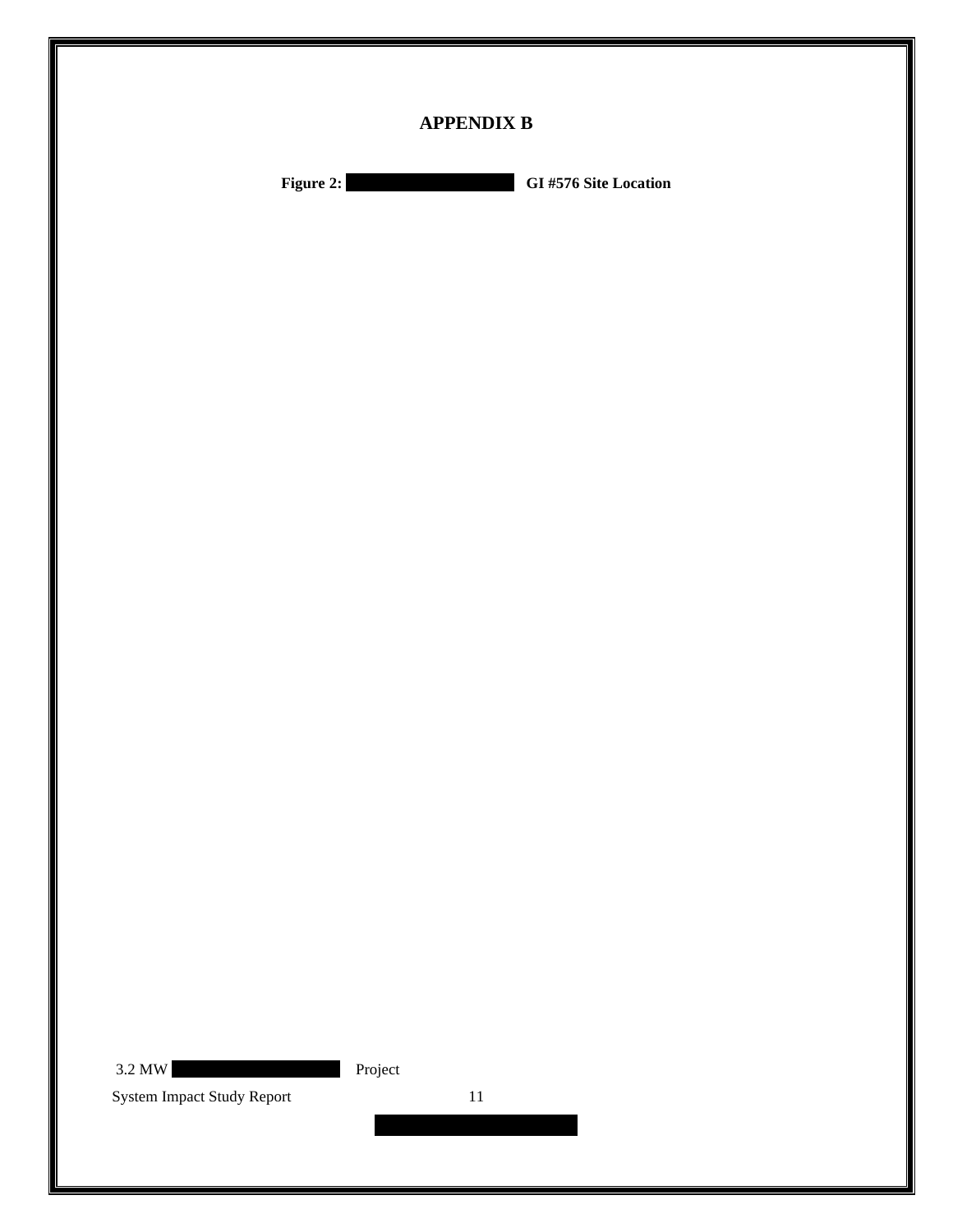## APPENDIX B

**Figure 2: GI #576 Site Location**